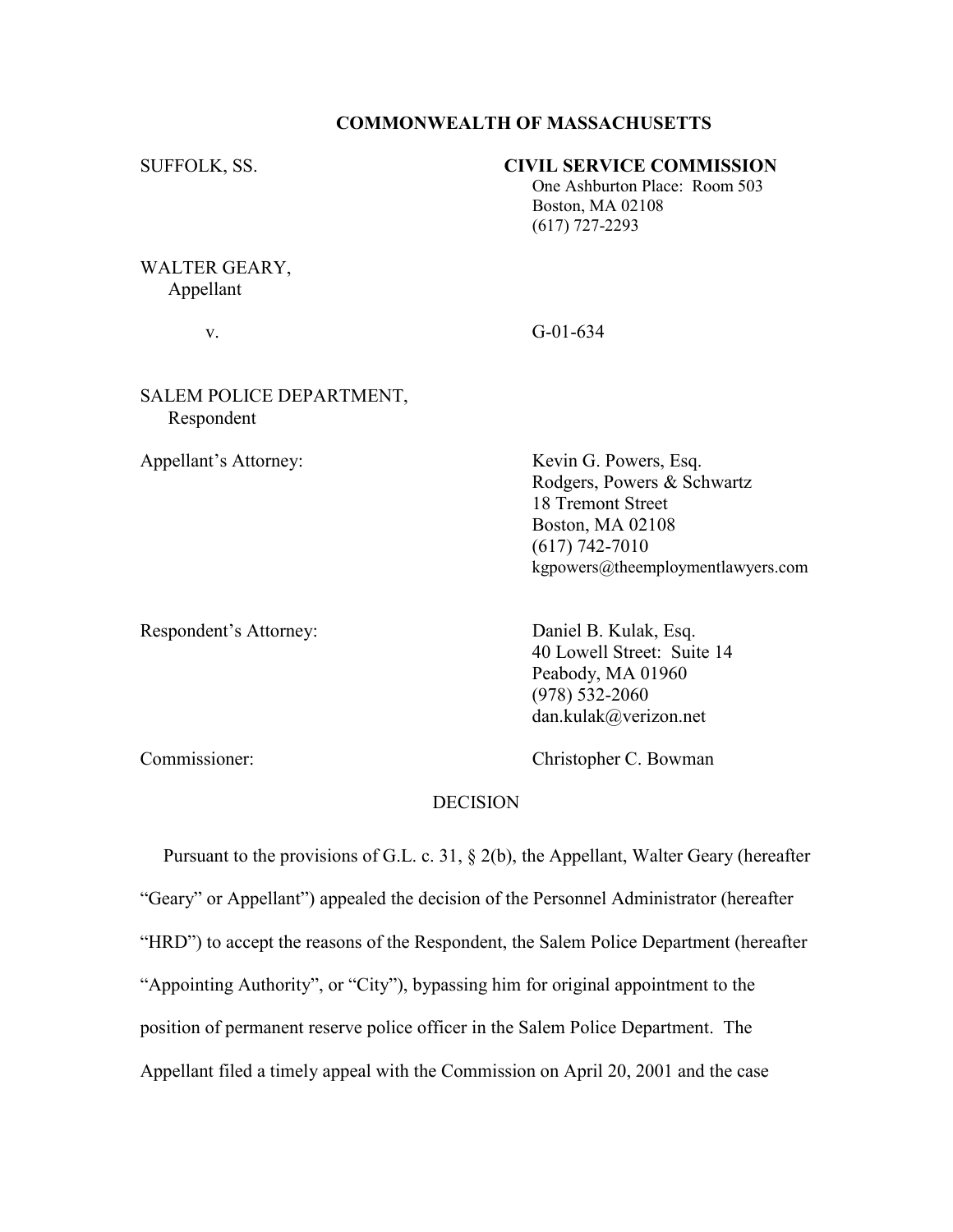**COMMONWEALTH OF MASSACHUSETTS**

SUFFOLK, SS.

**CIVIL SERVICE COMMISSION**
One Ashburton Place: Room 503
Boston, MA 02108
(617) 727-2293

WALTER GEARY,
Appellant

v. G-01-634

SALEM POLICE DEPARTMENT,
Respondent

Appellant's Attorney:

Kevin G. Powers, Esq.
Rodgers, Powers & Schwartz
18 Tremont Street
Boston, MA 02108
(617) 742-7010
kgpowers@theemploymentlawyers.com

Respondent's Attorney:

Daniel B. Kulak, Esq.
40 Lowell Street: Suite 14
Peabody, MA 01960
(978) 532-2060
dan.kulak@verizon.net

Commissioner: Christopher C. Bowman

DECISION

Pursuant to the provisions of G.L. c. 31, § 2(b), the Appellant, Walter Geary (hereafter "Geary" or Appellant") appealed the decision of the Personnel Administrator (hereafter "HRD") to accept the reasons of the Respondent, the Salem Police Department (hereafter "Appointing Authority", or "City"), bypassing him for original appointment to the position of permanent reserve police officer in the Salem Police Department. The Appellant filed a timely appeal with the Commission on April 20, 2001 and the case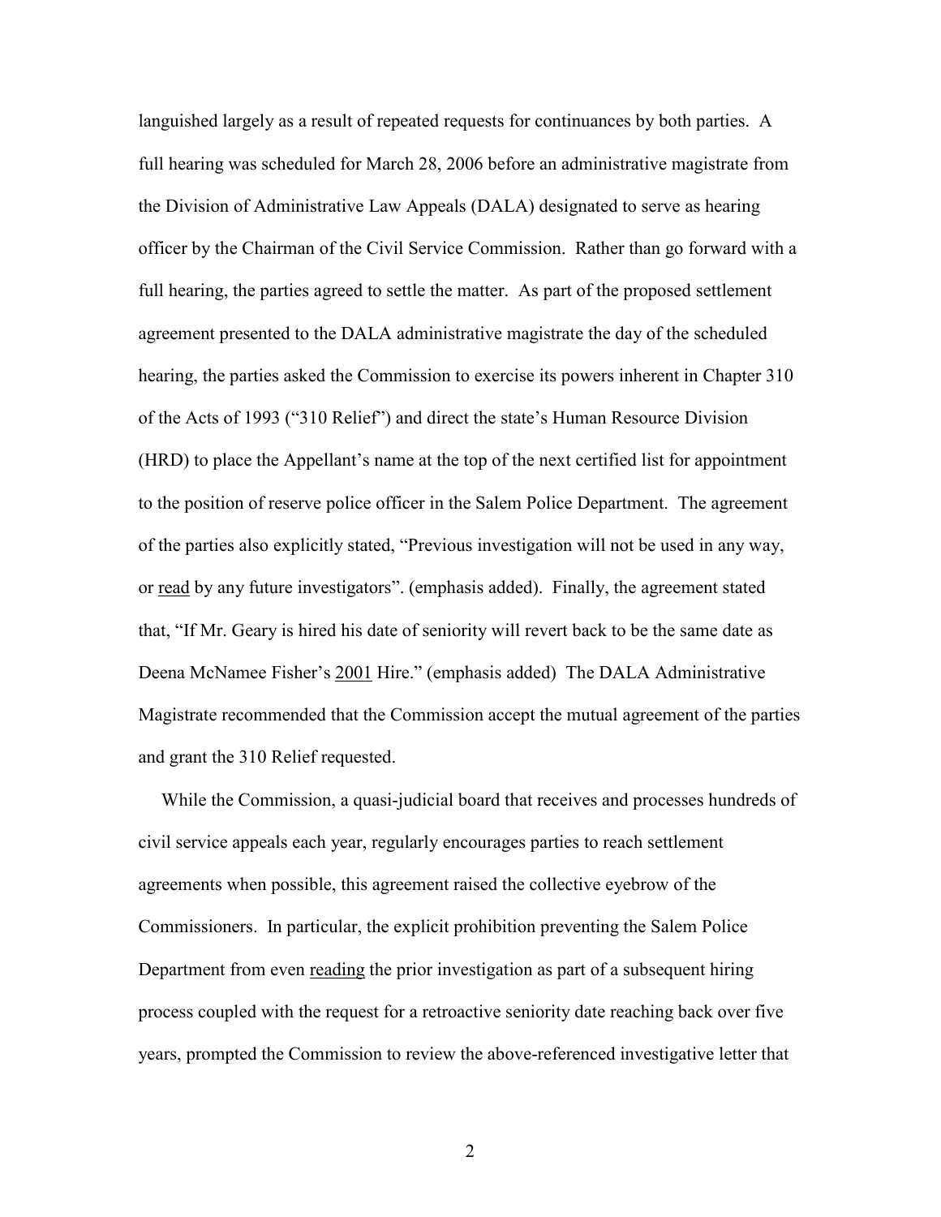languished largely as a result of repeated requests for continuances by both parties. A full hearing was scheduled for March 28, 2006 before an administrative magistrate from the Division of Administrative Law Appeals (DALA) designated to serve as hearing officer by the Chairman of the Civil Service Commission. Rather than go forward with a full hearing, the parties agreed to settle the matter. As part of the proposed settlement agreement presented to the DALA administrative magistrate the day of the scheduled hearing, the parties asked the Commission to exercise its powers inherent in Chapter 310 of the Acts of 1993 ("310 Relief") and direct the state's Human Resource Division (HRD) to place the Appellant's name at the top of the next certified list for appointment to the position of reserve police officer in the Salem Police Department. The agreement of the parties also explicitly stated, "Previous investigation will not be used in any way, or <u>read</u> by any future investigators". (emphasis added). Finally, the agreement stated that, "If Mr. Geary is hired his date of seniority will revert back to be the same date as Deena McNamee Fisher's <u>2001</u> Hire." (emphasis added) The DALA Administrative Magistrate recommended that the Commission accept the mutual agreement of the parties and grant the 310 Relief requested.

While the Commission, a quasi-judicial board that receives and processes hundreds of civil service appeals each year, regularly encourages parties to reach settlement agreements when possible, this agreement raised the collective eyebrow of the Commissioners. In particular, the explicit prohibition preventing the Salem Police Department from even <u>reading</u> the prior investigation as part of a subsequent hiring process coupled with the request for a retroactive seniority date reaching back over five years, prompted the Commission to review the above-referenced investigative letter that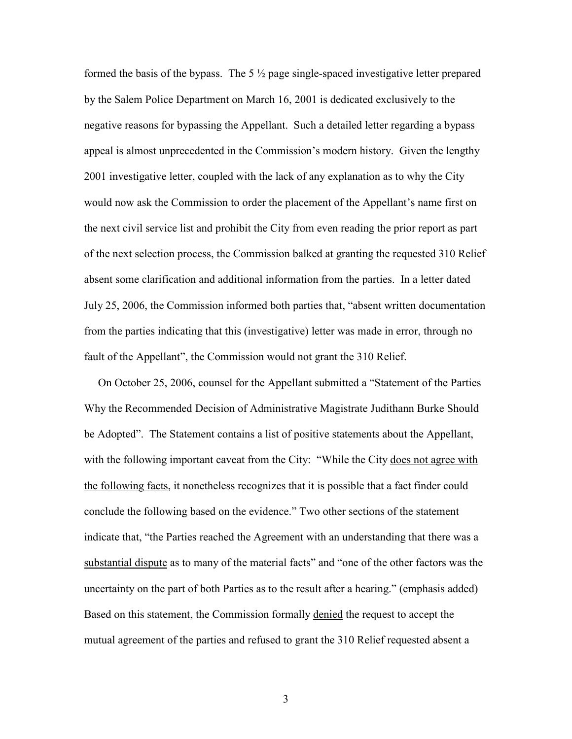formed the basis of the bypass. The 5 ½ page single-spaced investigative letter prepared by the Salem Police Department on March 16, 2001 is dedicated exclusively to the negative reasons for bypassing the Appellant. Such a detailed letter regarding a bypass appeal is almost unprecedented in the Commission's modern history. Given the lengthy 2001 investigative letter, coupled with the lack of any explanation as to why the City would now ask the Commission to order the placement of the Appellant's name first on the next civil service list and prohibit the City from even reading the prior report as part of the next selection process, the Commission balked at granting the requested 310 Relief absent some clarification and additional information from the parties. In a letter dated July 25, 2006, the Commission informed both parties that, "absent written documentation from the parties indicating that this (investigative) letter was made in error, through no fault of the Appellant", the Commission would not grant the 310 Relief.

On October 25, 2006, counsel for the Appellant submitted a "Statement of the Parties Why the Recommended Decision of Administrative Magistrate Judithann Burke Should be Adopted". The Statement contains a list of positive statements about the Appellant, with the following important caveat from the City: "While the City <u>does not agree with the following facts</u>, it nonetheless recognizes that it is possible that a fact finder could conclude the following based on the evidence." Two other sections of the statement indicate that, "the Parties reached the Agreement with an understanding that there was a <u>substantial dispute</u> as to many of the material facts" and "one of the other factors was the uncertainty on the part of both Parties as to the result after a hearing." (emphasis added) Based on this statement, the Commission formally <u>denied</u> the request to accept the mutual agreement of the parties and refused to grant the 310 Relief requested absent a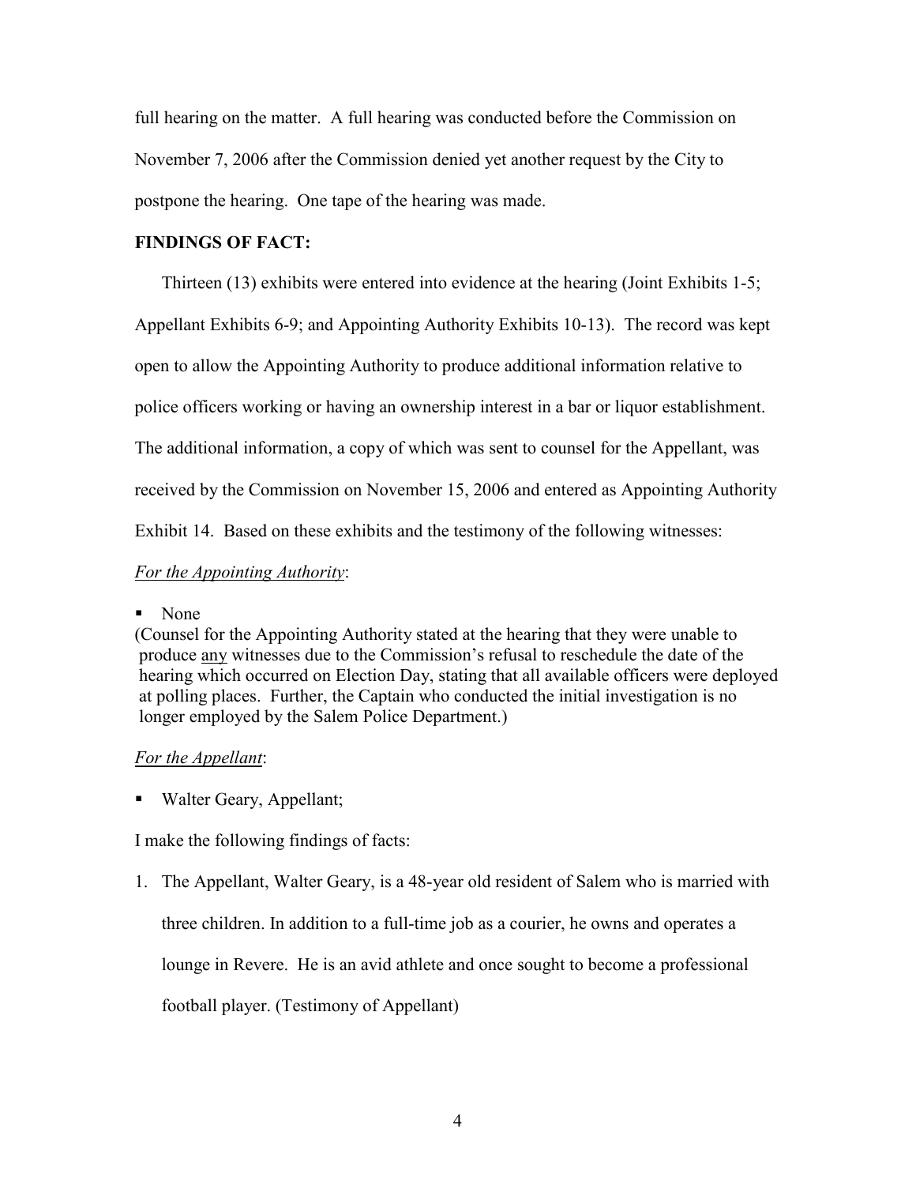full hearing on the matter. A full hearing was conducted before the Commission on November 7, 2006 after the Commission denied yet another request by the City to postpone the hearing. One tape of the hearing was made.

**FINDINGS OF FACT:**

Thirteen (13) exhibits were entered into evidence at the hearing (Joint Exhibits 1-5; Appellant Exhibits 6-9; and Appointing Authority Exhibits 10-13). The record was kept open to allow the Appointing Authority to produce additional information relative to police officers working or having an ownership interest in a bar or liquor establishment. The additional information, a copy of which was sent to counsel for the Appellant, was received by the Commission on November 15, 2006 and entered as Appointing Authority Exhibit 14. Based on these exhibits and the testimony of the following witnesses:

*For the Appointing Authority*:

- None

(Counsel for the Appointing Authority stated at the hearing that they were unable to produce <u>any</u> witnesses due to the Commission's refusal to reschedule the date of the hearing which occurred on Election Day, stating that all available officers were deployed at polling places. Further, the Captain who conducted the initial investigation is no longer employed by the Salem Police Department.)

*For the Appellant*:

- Walter Geary, Appellant;

I make the following findings of facts:

1. The Appellant, Walter Geary, is a 48-year old resident of Salem who is married with three children. In addition to a full-time job as a courier, he owns and operates a lounge in Revere. He is an avid athlete and once sought to become a professional football player. (Testimony of Appellant)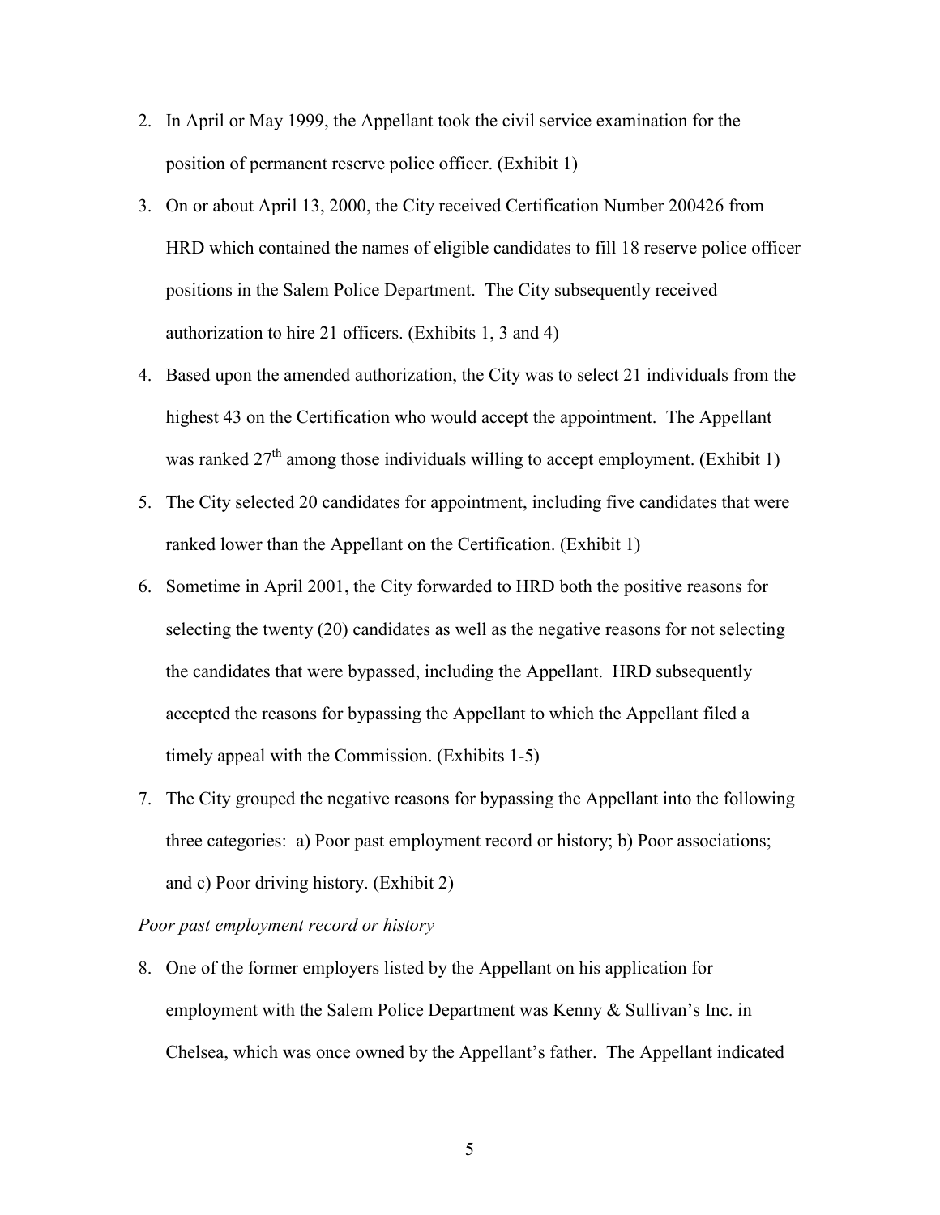2. In April or May 1999, the Appellant took the civil service examination for the position of permanent reserve police officer. (Exhibit 1)
3. On or about April 13, 2000, the City received Certification Number 200426 from HRD which contained the names of eligible candidates to fill 18 reserve police officer positions in the Salem Police Department. The City subsequently received authorization to hire 21 officers. (Exhibits 1, 3 and 4)
4. Based upon the amended authorization, the City was to select 21 individuals from the highest 43 on the Certification who would accept the appointment. The Appellant was ranked 27th among those individuals willing to accept employment. (Exhibit 1)
5. The City selected 20 candidates for appointment, including five candidates that were ranked lower than the Appellant on the Certification. (Exhibit 1)
6. Sometime in April 2001, the City forwarded to HRD both the positive reasons for selecting the twenty (20) candidates as well as the negative reasons for not selecting the candidates that were bypassed, including the Appellant. HRD subsequently accepted the reasons for bypassing the Appellant to which the Appellant filed a timely appeal with the Commission. (Exhibits 1-5)
7. The City grouped the negative reasons for bypassing the Appellant into the following three categories: a) Poor past employment record or history; b) Poor associations; and c) Poor driving history. (Exhibit 2)

*Poor past employment record or history*

8. One of the former employers listed by the Appellant on his application for employment with the Salem Police Department was Kenny & Sullivan's Inc. in Chelsea, which was once owned by the Appellant's father. The Appellant indicated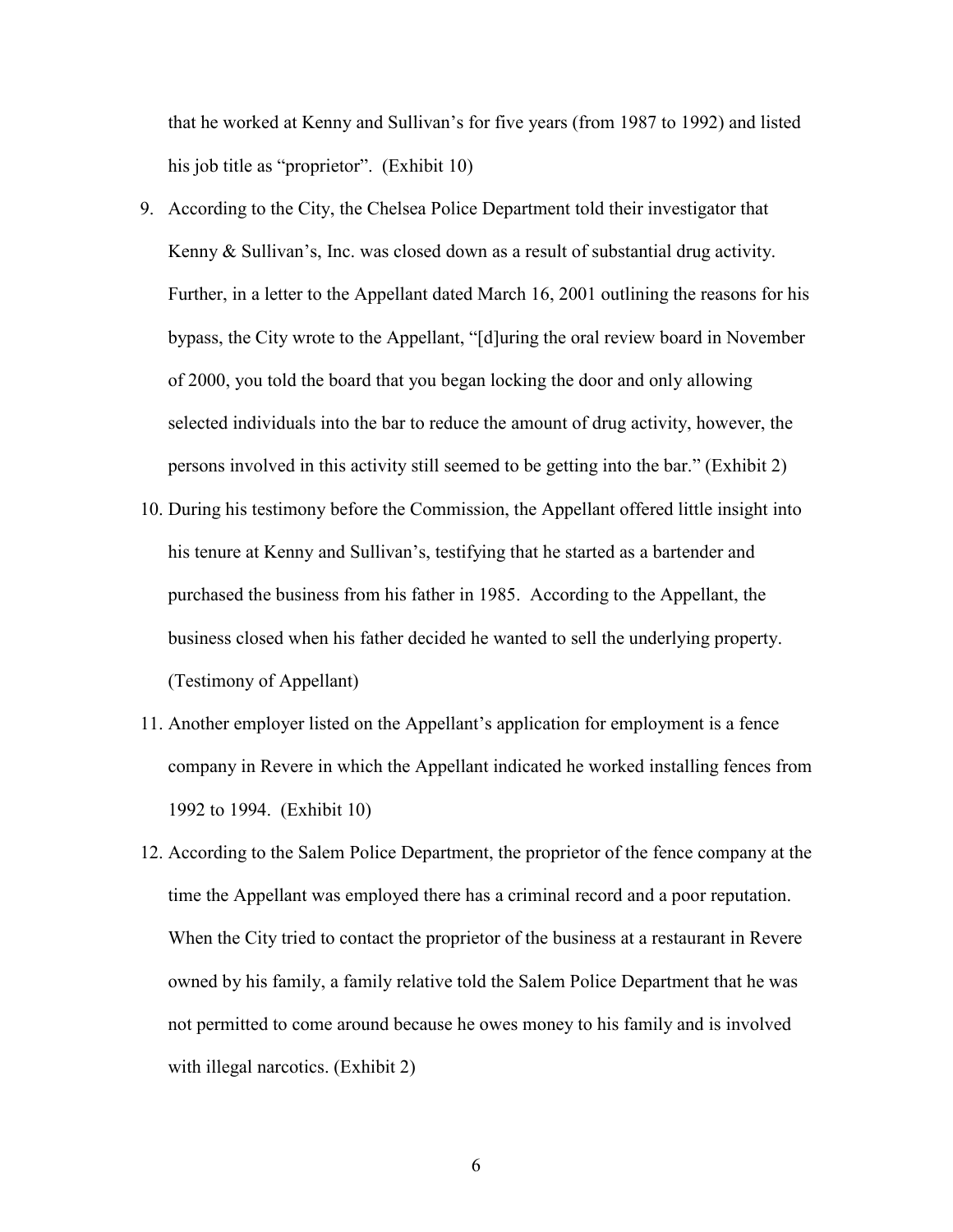that he worked at Kenny and Sullivan's for five years (from 1987 to 1992) and listed his job title as "proprietor". (Exhibit 10)

9. According to the City, the Chelsea Police Department told their investigator that Kenny & Sullivan's, Inc. was closed down as a result of substantial drug activity. Further, in a letter to the Appellant dated March 16, 2001 outlining the reasons for his bypass, the City wrote to the Appellant, "[d]uring the oral review board in November of 2000, you told the board that you began locking the door and only allowing selected individuals into the bar to reduce the amount of drug activity, however, the persons involved in this activity still seemed to be getting into the bar." (Exhibit 2)

10. During his testimony before the Commission, the Appellant offered little insight into his tenure at Kenny and Sullivan's, testifying that he started as a bartender and purchased the business from his father in 1985. According to the Appellant, the business closed when his father decided he wanted to sell the underlying property. (Testimony of Appellant)

11. Another employer listed on the Appellant's application for employment is a fence company in Revere in which the Appellant indicated he worked installing fences from 1992 to 1994. (Exhibit 10)

12. According to the Salem Police Department, the proprietor of the fence company at the time the Appellant was employed there has a criminal record and a poor reputation. When the City tried to contact the proprietor of the business at a restaurant in Revere owned by his family, a family relative told the Salem Police Department that he was not permitted to come around because he owes money to his family and is involved with illegal narcotics. (Exhibit 2)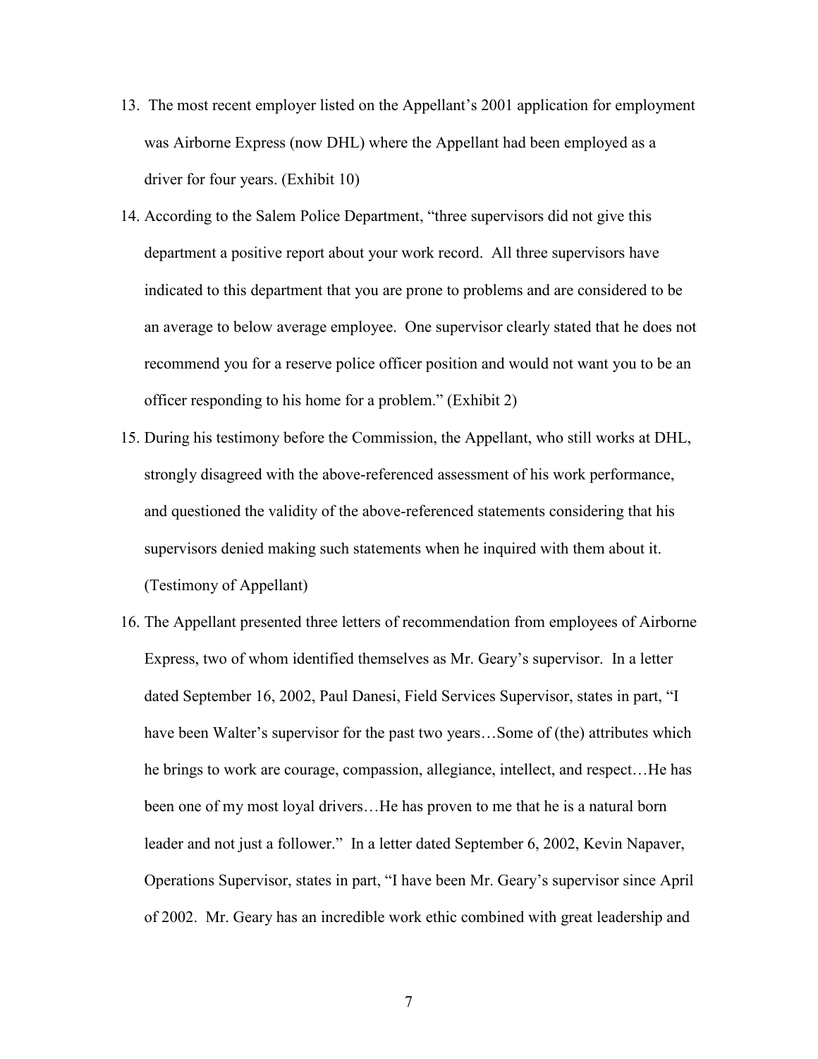13. The most recent employer listed on the Appellant's 2001 application for employment was Airborne Express (now DHL) where the Appellant had been employed as a driver for four years. (Exhibit 10)

14. According to the Salem Police Department, "three supervisors did not give this department a positive report about your work record. All three supervisors have indicated to this department that you are prone to problems and are considered to be an average to below average employee. One supervisor clearly stated that he does not recommend you for a reserve police officer position and would not want you to be an officer responding to his home for a problem." (Exhibit 2)

15. During his testimony before the Commission, the Appellant, who still works at DHL, strongly disagreed with the above-referenced assessment of his work performance, and questioned the validity of the above-referenced statements considering that his supervisors denied making such statements when he inquired with them about it. (Testimony of Appellant)

16. The Appellant presented three letters of recommendation from employees of Airborne Express, two of whom identified themselves as Mr. Geary's supervisor. In a letter dated September 16, 2002, Paul Danesi, Field Services Supervisor, states in part, "I have been Walter's supervisor for the past two years…Some of (the) attributes which he brings to work are courage, compassion, allegiance, intellect, and respect…He has been one of my most loyal drivers…He has proven to me that he is a natural born leader and not just a follower." In a letter dated September 6, 2002, Kevin Napaver, Operations Supervisor, states in part, "I have been Mr. Geary's supervisor since April of 2002. Mr. Geary has an incredible work ethic combined with great leadership and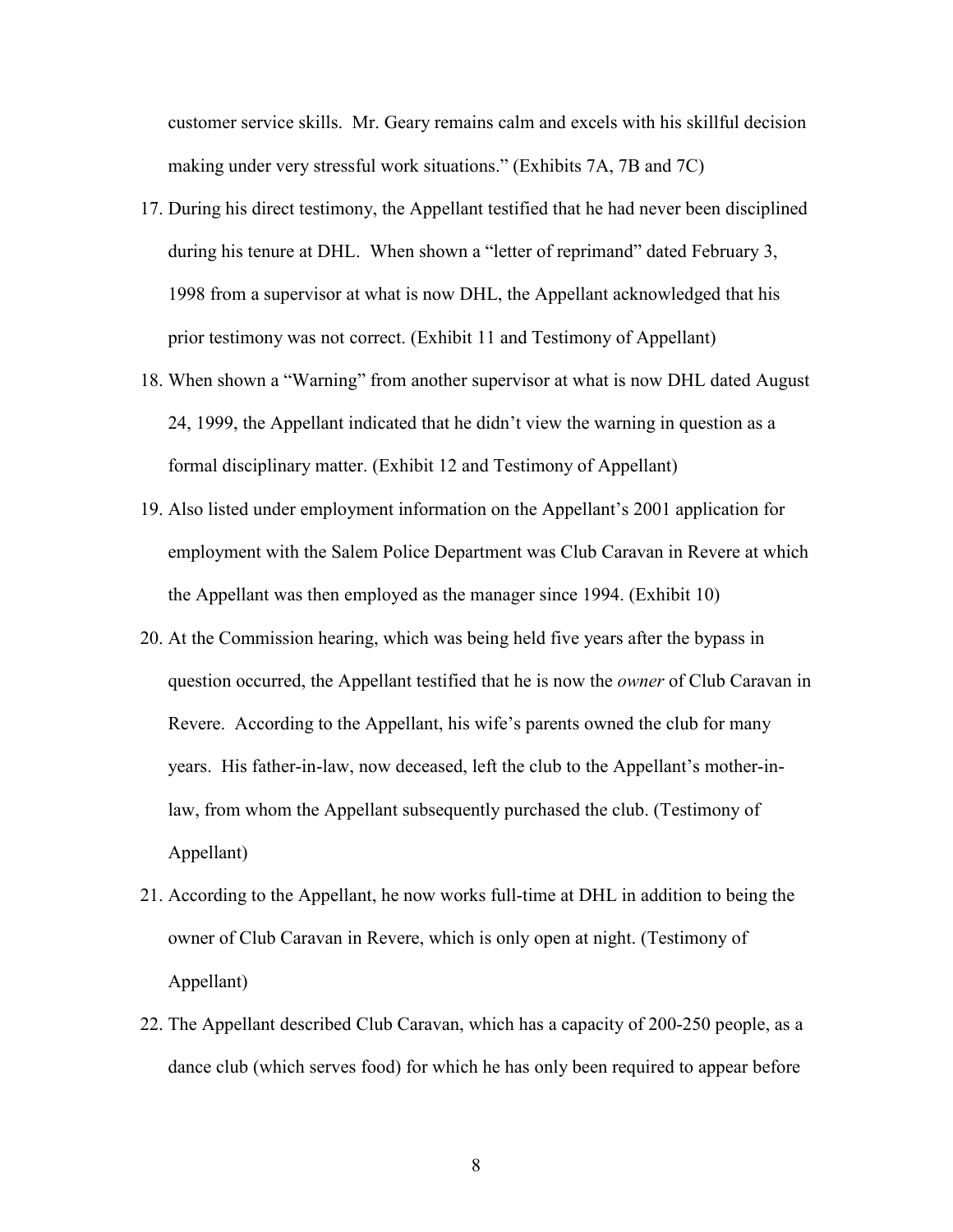customer service skills. Mr. Geary remains calm and excels with his skillful decision making under very stressful work situations." (Exhibits 7A, 7B and 7C)

17. During his direct testimony, the Appellant testified that he had never been disciplined during his tenure at DHL. When shown a "letter of reprimand" dated February 3, 1998 from a supervisor at what is now DHL, the Appellant acknowledged that his prior testimony was not correct. (Exhibit 11 and Testimony of Appellant)
18. When shown a "Warning" from another supervisor at what is now DHL dated August 24, 1999, the Appellant indicated that he didn't view the warning in question as a formal disciplinary matter. (Exhibit 12 and Testimony of Appellant)
19. Also listed under employment information on the Appellant's 2001 application for employment with the Salem Police Department was Club Caravan in Revere at which the Appellant was then employed as the manager since 1994. (Exhibit 10)
20. At the Commission hearing, which was being held five years after the bypass in question occurred, the Appellant testified that he is now the *owner* of Club Caravan in Revere. According to the Appellant, his wife's parents owned the club for many years. His father-in-law, now deceased, left the club to the Appellant's mother-in-law, from whom the Appellant subsequently purchased the club. (Testimony of Appellant)
21. According to the Appellant, he now works full-time at DHL in addition to being the owner of Club Caravan in Revere, which is only open at night. (Testimony of Appellant)
22. The Appellant described Club Caravan, which has a capacity of 200-250 people, as a dance club (which serves food) for which he has only been required to appear before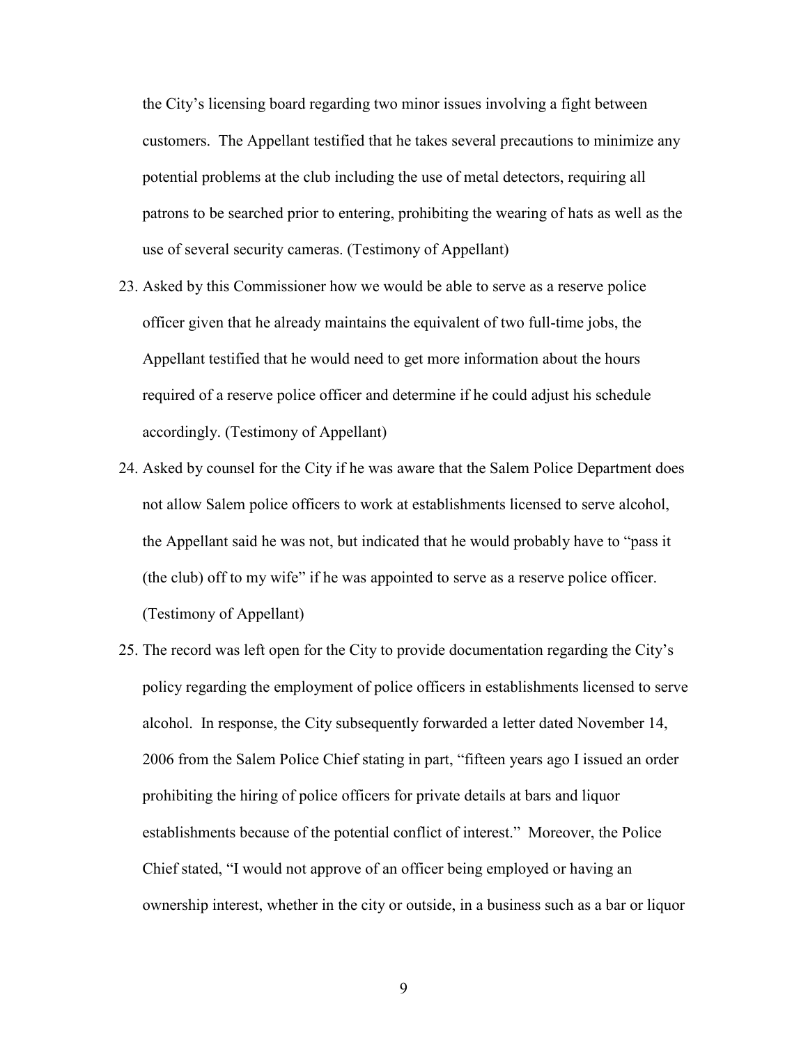the City's licensing board regarding two minor issues involving a fight between customers. The Appellant testified that he takes several precautions to minimize any potential problems at the club including the use of metal detectors, requiring all patrons to be searched prior to entering, prohibiting the wearing of hats as well as the use of several security cameras. (Testimony of Appellant)

23. Asked by this Commissioner how we would be able to serve as a reserve police officer given that he already maintains the equivalent of two full-time jobs, the Appellant testified that he would need to get more information about the hours required of a reserve police officer and determine if he could adjust his schedule accordingly. (Testimony of Appellant)
24. Asked by counsel for the City if he was aware that the Salem Police Department does not allow Salem police officers to work at establishments licensed to serve alcohol, the Appellant said he was not, but indicated that he would probably have to "pass it (the club) off to my wife" if he was appointed to serve as a reserve police officer. (Testimony of Appellant)
25. The record was left open for the City to provide documentation regarding the City's policy regarding the employment of police officers in establishments licensed to serve alcohol. In response, the City subsequently forwarded a letter dated November 14, 2006 from the Salem Police Chief stating in part, "fifteen years ago I issued an order prohibiting the hiring of police officers for private details at bars and liquor establishments because of the potential conflict of interest." Moreover, the Police Chief stated, "I would not approve of an officer being employed or having an ownership interest, whether in the city or outside, in a business such as a bar or liquor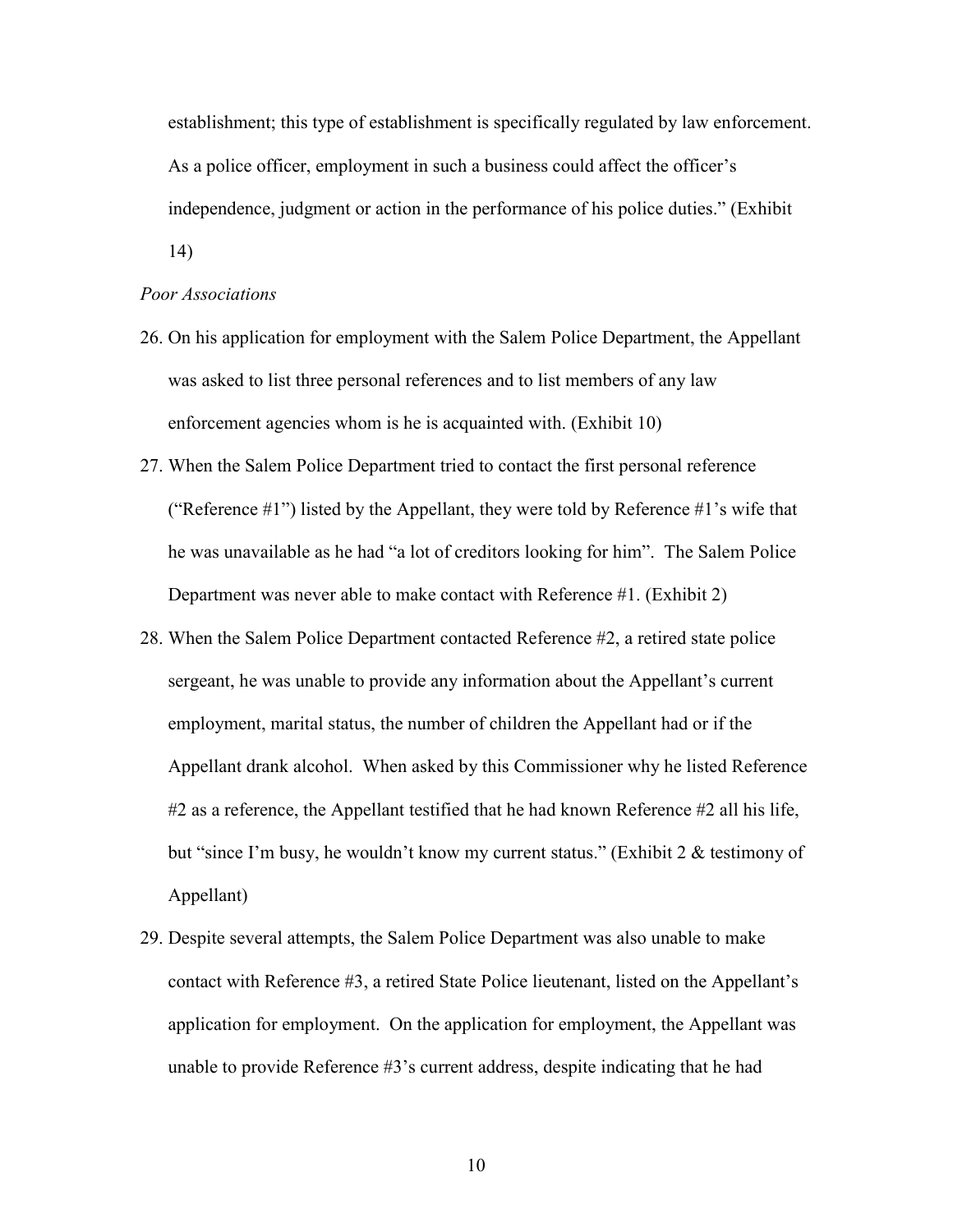establishment; this type of establishment is specifically regulated by law enforcement. As a police officer, employment in such a business could affect the officer's independence, judgment or action in the performance of his police duties." (Exhibit 14)

*Poor Associations*

26. On his application for employment with the Salem Police Department, the Appellant was asked to list three personal references and to list members of any law enforcement agencies whom is he is acquainted with. (Exhibit 10)

27. When the Salem Police Department tried to contact the first personal reference ("Reference #1") listed by the Appellant, they were told by Reference #1's wife that he was unavailable as he had "a lot of creditors looking for him". The Salem Police Department was never able to make contact with Reference #1. (Exhibit 2)

28. When the Salem Police Department contacted Reference #2, a retired state police sergeant, he was unable to provide any information about the Appellant's current employment, marital status, the number of children the Appellant had or if the Appellant drank alcohol. When asked by this Commissioner why he listed Reference #2 as a reference, the Appellant testified that he had known Reference #2 all his life, but "since I'm busy, he wouldn't know my current status." (Exhibit 2 & testimony of Appellant)

29. Despite several attempts, the Salem Police Department was also unable to make contact with Reference #3, a retired State Police lieutenant, listed on the Appellant's application for employment. On the application for employment, the Appellant was unable to provide Reference #3's current address, despite indicating that he had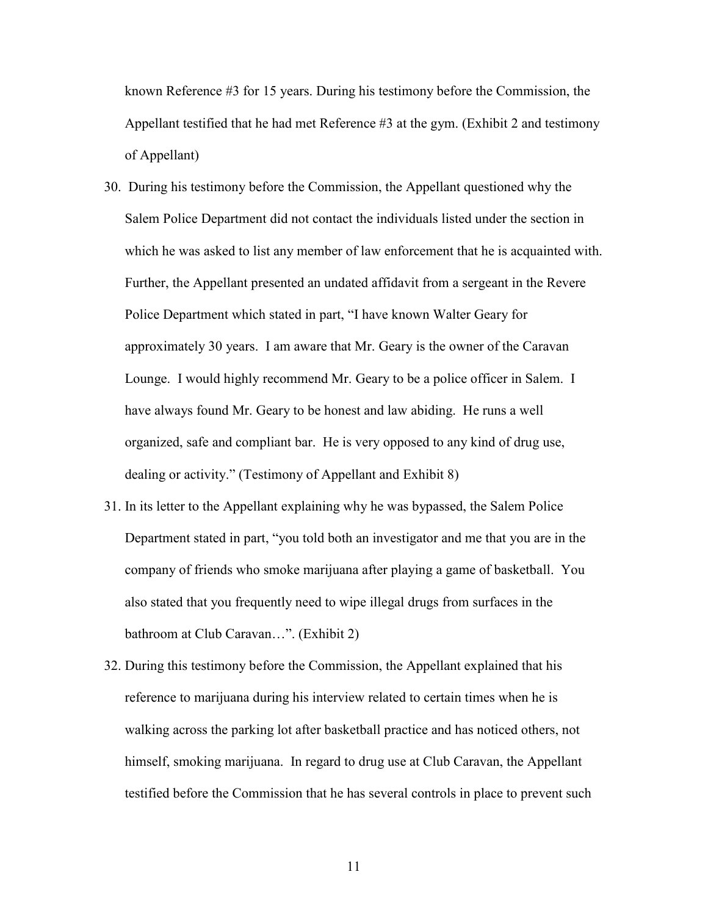known Reference #3 for 15 years. During his testimony before the Commission, the Appellant testified that he had met Reference #3 at the gym. (Exhibit 2 and testimony of Appellant)

30. During his testimony before the Commission, the Appellant questioned why the Salem Police Department did not contact the individuals listed under the section in which he was asked to list any member of law enforcement that he is acquainted with. Further, the Appellant presented an undated affidavit from a sergeant in the Revere Police Department which stated in part, "I have known Walter Geary for approximately 30 years. I am aware that Mr. Geary is the owner of the Caravan Lounge. I would highly recommend Mr. Geary to be a police officer in Salem. I have always found Mr. Geary to be honest and law abiding. He runs a well organized, safe and compliant bar. He is very opposed to any kind of drug use, dealing or activity." (Testimony of Appellant and Exhibit 8)

31. In its letter to the Appellant explaining why he was bypassed, the Salem Police Department stated in part, "you told both an investigator and me that you are in the company of friends who smoke marijuana after playing a game of basketball. You also stated that you frequently need to wipe illegal drugs from surfaces in the bathroom at Club Caravan…". (Exhibit 2)

32. During this testimony before the Commission, the Appellant explained that his reference to marijuana during his interview related to certain times when he is walking across the parking lot after basketball practice and has noticed others, not himself, smoking marijuana. In regard to drug use at Club Caravan, the Appellant testified before the Commission that he has several controls in place to prevent such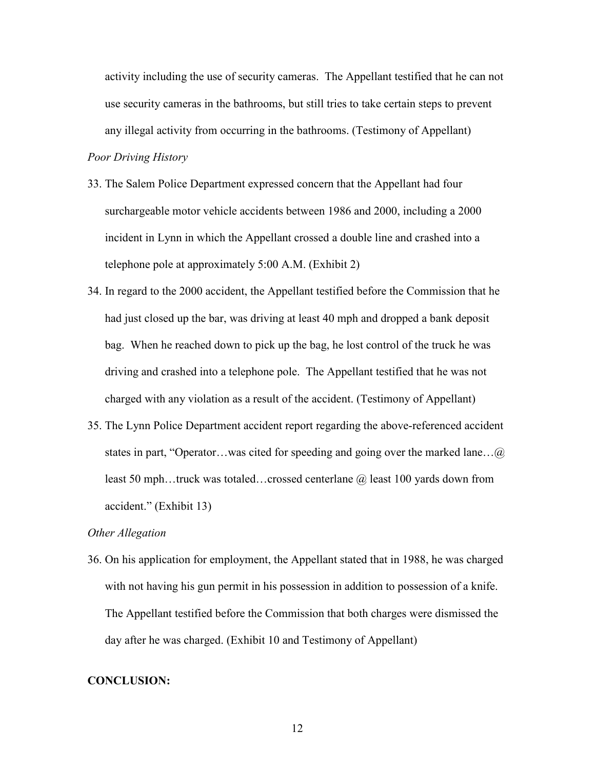activity including the use of security cameras. The Appellant testified that he can not use security cameras in the bathrooms, but still tries to take certain steps to prevent any illegal activity from occurring in the bathrooms. (Testimony of Appellant)

*Poor Driving History*

33. The Salem Police Department expressed concern that the Appellant had four surchargeable motor vehicle accidents between 1986 and 2000, including a 2000 incident in Lynn in which the Appellant crossed a double line and crashed into a telephone pole at approximately 5:00 A.M. (Exhibit 2)
34. In regard to the 2000 accident, the Appellant testified before the Commission that he had just closed up the bar, was driving at least 40 mph and dropped a bank deposit bag. When he reached down to pick up the bag, he lost control of the truck he was driving and crashed into a telephone pole. The Appellant testified that he was not charged with any violation as a result of the accident. (Testimony of Appellant)
35. The Lynn Police Department accident report regarding the above-referenced accident states in part, "Operator…was cited for speeding and going over the marked lane…@ least 50 mph…truck was totaled…crossed centerlane @ least 100 yards down from accident." (Exhibit 13)

*Other Allegation*

36. On his application for employment, the Appellant stated that in 1988, he was charged with not having his gun permit in his possession in addition to possession of a knife. The Appellant testified before the Commission that both charges were dismissed the day after he was charged. (Exhibit 10 and Testimony of Appellant)

**CONCLUSION:**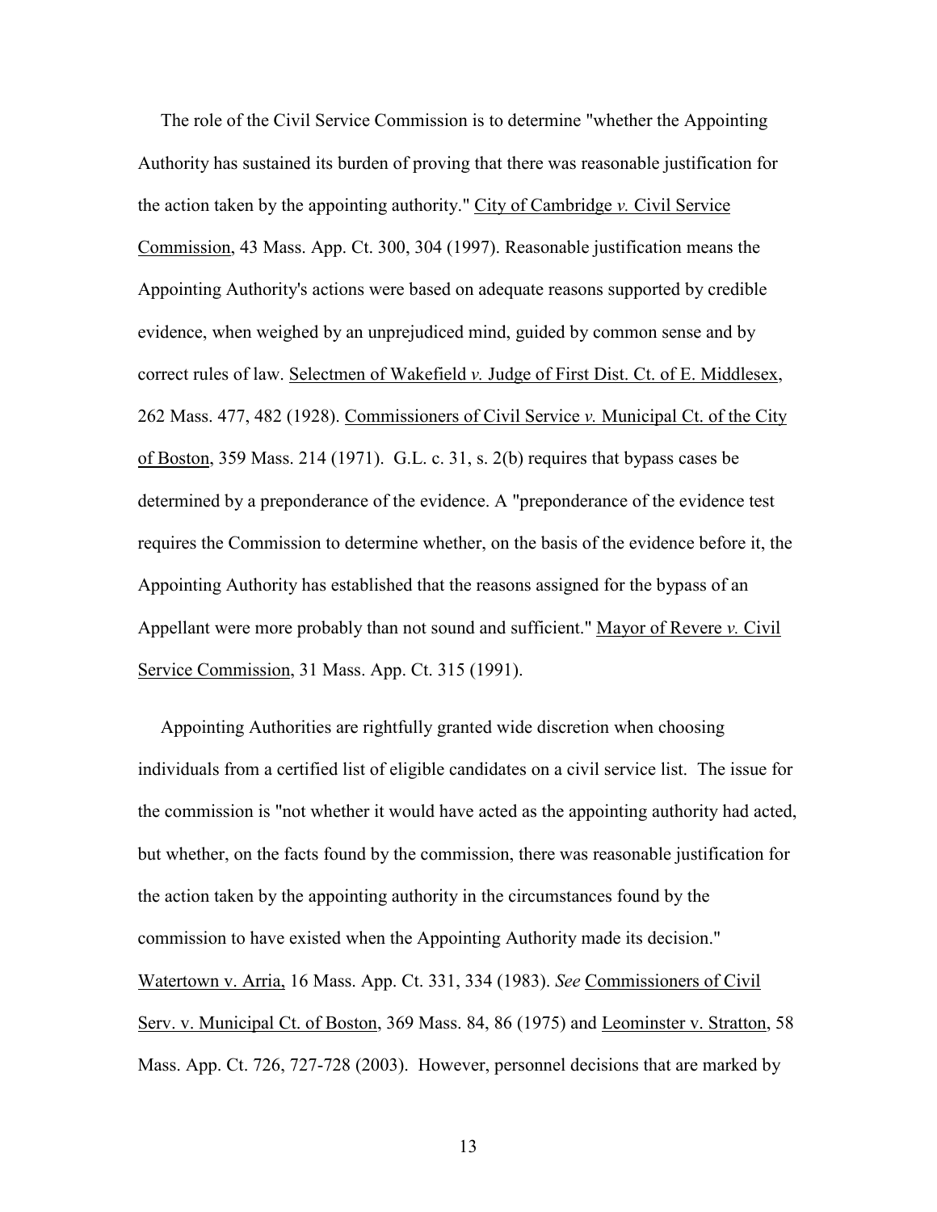The role of the Civil Service Commission is to determine "whether the Appointing Authority has sustained its burden of proving that there was reasonable justification for the action taken by the appointing authority." City of Cambridge *v.* Civil Service Commission, 43 Mass. App. Ct. 300, 304 (1997). Reasonable justification means the Appointing Authority's actions were based on adequate reasons supported by credible evidence, when weighed by an unprejudiced mind, guided by common sense and by correct rules of law. Selectmen of Wakefield *v.* Judge of First Dist. Ct. of E. Middlesex, 262 Mass. 477, 482 (1928). Commissioners of Civil Service *v.* Municipal Ct. of the City of Boston, 359 Mass. 214 (1971). G.L. c. 31, s. 2(b) requires that bypass cases be determined by a preponderance of the evidence. A "preponderance of the evidence test requires the Commission to determine whether, on the basis of the evidence before it, the Appointing Authority has established that the reasons assigned for the bypass of an Appellant were more probably than not sound and sufficient." Mayor of Revere *v.* Civil Service Commission, 31 Mass. App. Ct. 315 (1991).

Appointing Authorities are rightfully granted wide discretion when choosing individuals from a certified list of eligible candidates on a civil service list. The issue for the commission is "not whether it would have acted as the appointing authority had acted, but whether, on the facts found by the commission, there was reasonable justification for the action taken by the appointing authority in the circumstances found by the commission to have existed when the Appointing Authority made its decision." Watertown v. Arria, 16 Mass. App. Ct. 331, 334 (1983). *See* Commissioners of Civil Serv. v. Municipal Ct. of Boston, 369 Mass. 84, 86 (1975) and Leominster v. Stratton, 58 Mass. App. Ct. 726, 727-728 (2003). However, personnel decisions that are marked by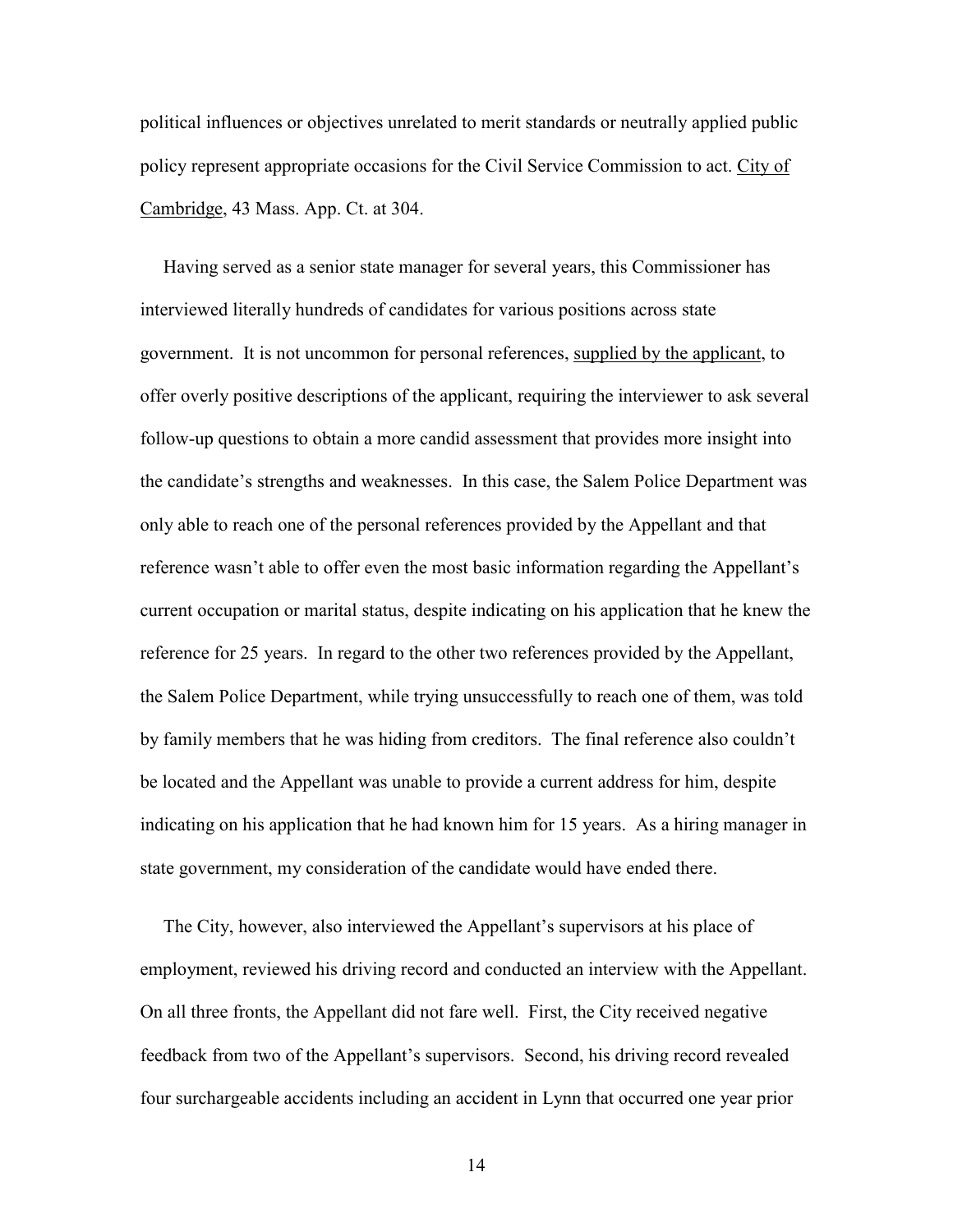political influences or objectives unrelated to merit standards or neutrally applied public policy represent appropriate occasions for the Civil Service Commission to act. City of Cambridge, 43 Mass. App. Ct. at 304.

Having served as a senior state manager for several years, this Commissioner has interviewed literally hundreds of candidates for various positions across state government. It is not uncommon for personal references, supplied by the applicant, to offer overly positive descriptions of the applicant, requiring the interviewer to ask several follow-up questions to obtain a more candid assessment that provides more insight into the candidate's strengths and weaknesses. In this case, the Salem Police Department was only able to reach one of the personal references provided by the Appellant and that reference wasn't able to offer even the most basic information regarding the Appellant's current occupation or marital status, despite indicating on his application that he knew the reference for 25 years. In regard to the other two references provided by the Appellant, the Salem Police Department, while trying unsuccessfully to reach one of them, was told by family members that he was hiding from creditors. The final reference also couldn't be located and the Appellant was unable to provide a current address for him, despite indicating on his application that he had known him for 15 years. As a hiring manager in state government, my consideration of the candidate would have ended there.

The City, however, also interviewed the Appellant's supervisors at his place of employment, reviewed his driving record and conducted an interview with the Appellant. On all three fronts, the Appellant did not fare well. First, the City received negative feedback from two of the Appellant's supervisors. Second, his driving record revealed four surchargeable accidents including an accident in Lynn that occurred one year prior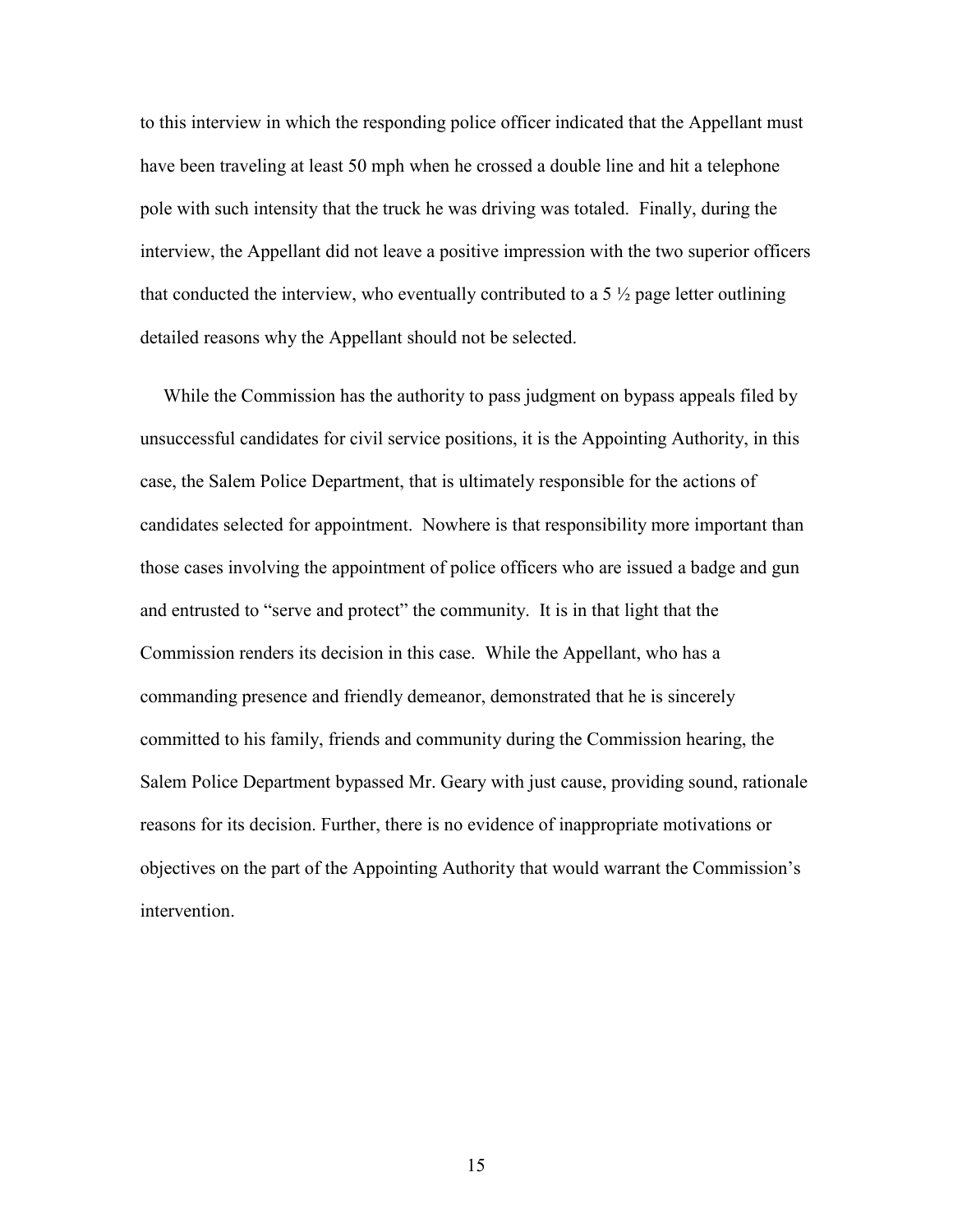to this interview in which the responding police officer indicated that the Appellant must have been traveling at least 50 mph when he crossed a double line and hit a telephone pole with such intensity that the truck he was driving was totaled. Finally, during the interview, the Appellant did not leave a positive impression with the two superior officers that conducted the interview, who eventually contributed to a 5 ½ page letter outlining detailed reasons why the Appellant should not be selected.

While the Commission has the authority to pass judgment on bypass appeals filed by unsuccessful candidates for civil service positions, it is the Appointing Authority, in this case, the Salem Police Department, that is ultimately responsible for the actions of candidates selected for appointment. Nowhere is that responsibility more important than those cases involving the appointment of police officers who are issued a badge and gun and entrusted to "serve and protect" the community. It is in that light that the Commission renders its decision in this case. While the Appellant, who has a commanding presence and friendly demeanor, demonstrated that he is sincerely committed to his family, friends and community during the Commission hearing, the Salem Police Department bypassed Mr. Geary with just cause, providing sound, rationale reasons for its decision. Further, there is no evidence of inappropriate motivations or objectives on the part of the Appointing Authority that would warrant the Commission's intervention.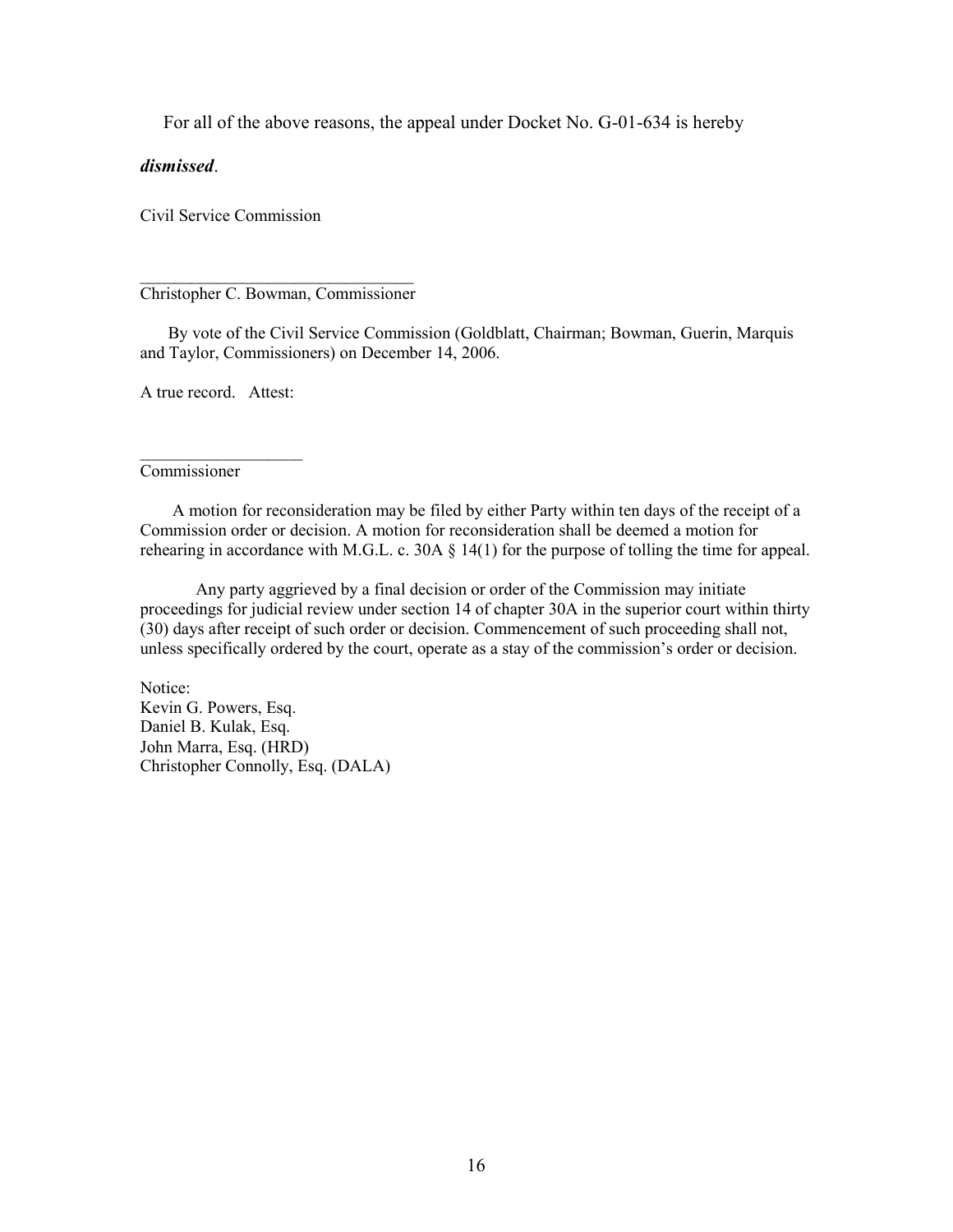For all of the above reasons, the appeal under Docket No. G-01-634 is hereby

***dismissed***.

Civil Service Commission

\_\_\_\_\_\_\_\_\_\_\_\_\_\_\_\_\_\_\_\_\_\_\_\_\_\_\_\_\_\_\_\_\_

Christopher C. Bowman, Commissioner

By vote of the Civil Service Commission (Goldblatt, Chairman; Bowman, Guerin, Marquis and Taylor, Commissioners) on December 14, 2006.

A true record. Attest:

\_\_\_\_\_\_\_\_\_\_\_\_\_\_\_\_\_\_\_

Commissioner

A motion for reconsideration may be filed by either Party within ten days of the receipt of a Commission order or decision. A motion for reconsideration shall be deemed a motion for rehearing in accordance with M.G.L. c. 30A § 14(1) for the purpose of tolling the time for appeal.

Any party aggrieved by a final decision or order of the Commission may initiate proceedings for judicial review under section 14 of chapter 30A in the superior court within thirty (30) days after receipt of such order or decision. Commencement of such proceeding shall not, unless specifically ordered by the court, operate as a stay of the commission's order or decision.

Notice:
Kevin G. Powers, Esq.
Daniel B. Kulak, Esq.
John Marra, Esq. (HRD)
Christopher Connolly, Esq. (DALA)